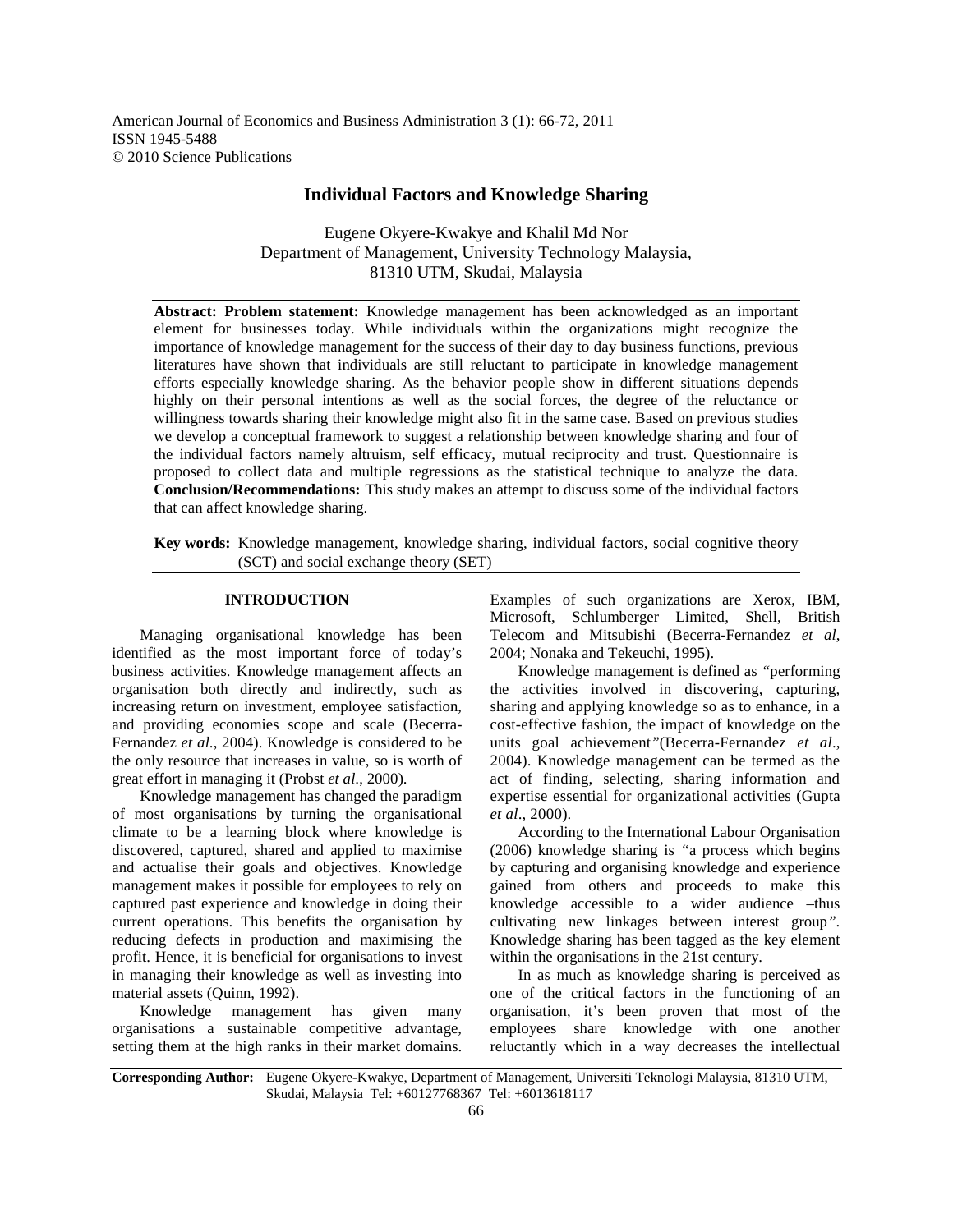American Journal of Economics and Business Administration 3 (1): 66-72, 2011
ISSN 1945-5488
© 2010 Science Publications

# Individual Factors and Knowledge Sharing

Eugene Okyere-Kwakye and Khalil Md Nor
Department of Management, University Technology Malaysia,
81310 UTM, Skudai, Malaysia

**Abstract: Problem statement:** Knowledge management has been acknowledged as an important element for businesses today. While individuals within the organizations might recognize the importance of knowledge management for the success of their day to day business functions, previous literatures have shown that individuals are still reluctant to participate in knowledge management efforts especially knowledge sharing. As the behavior people show in different situations depends highly on their personal intentions as well as the social forces, the degree of the reluctance or willingness towards sharing their knowledge might also fit in the same case. Based on previous studies we develop a conceptual framework to suggest a relationship between knowledge sharing and four of the individual factors namely altruism, self efficacy, mutual reciprocity and trust. Questionnaire is proposed to collect data and multiple regressions as the statistical technique to analyze the data. **Conclusion/Recommendations:** This study makes an attempt to discuss some of the individual factors that can affect knowledge sharing.

**Key words:** Knowledge management, knowledge sharing, individual factors, social cognitive theory (SCT) and social exchange theory (SET)

## INTRODUCTION

Managing organisational knowledge has been identified as the most important force of today's business activities. Knowledge management affects an organisation both directly and indirectly, such as increasing return on investment, employee satisfaction, and providing economies scope and scale (Becerra-Fernandez *et al.*, 2004). Knowledge is considered to be the only resource that increases in value, so is worth of great effort in managing it (Probst *et al.*, 2000).

Knowledge management has changed the paradigm of most organisations by turning the organisational climate to be a learning block where knowledge is discovered, captured, shared and applied to maximise and actualise their goals and objectives. Knowledge management makes it possible for employees to rely on captured past experience and knowledge in doing their current operations. This benefits the organisation by reducing defects in production and maximising the profit. Hence, it is beneficial for organisations to invest in managing their knowledge as well as investing into material assets (Quinn, 1992).

Knowledge management has given many organisations a sustainable competitive advantage, setting them at the high ranks in their market domains. Examples of such organizations are Xerox, IBM, Microsoft, Schlumberger Limited, Shell, British Telecom and Mitsubishi (Becerra-Fernandez *et al*, 2004; Nonaka and Tekeuchi, 1995).

Knowledge management is defined as "performing the activities involved in discovering, capturing, sharing and applying knowledge so as to enhance, in a cost-effective fashion, the impact of knowledge on the units goal achievement"(Becerra-Fernandez *et al*., 2004). Knowledge management can be termed as the act of finding, selecting, sharing information and expertise essential for organizational activities (Gupta *et al*., 2000).

According to the International Labour Organisation (2006) knowledge sharing is "a process which begins by capturing and organising knowledge and experience gained from others and proceeds to make this knowledge accessible to a wider audience –thus cultivating new linkages between interest group". Knowledge sharing has been tagged as the key element within the organisations in the 21st century.

In as much as knowledge sharing is perceived as one of the critical factors in the functioning of an organisation, it's been proven that most of the employees share knowledge with one another reluctantly which in a way decreases the intellectual

**Corresponding Author:** Eugene Okyere-Kwakye, Department of Management, Universiti Teknologi Malaysia, 81310 UTM, Skudai, Malaysia Tel: +60127768367 Tel: +6013618117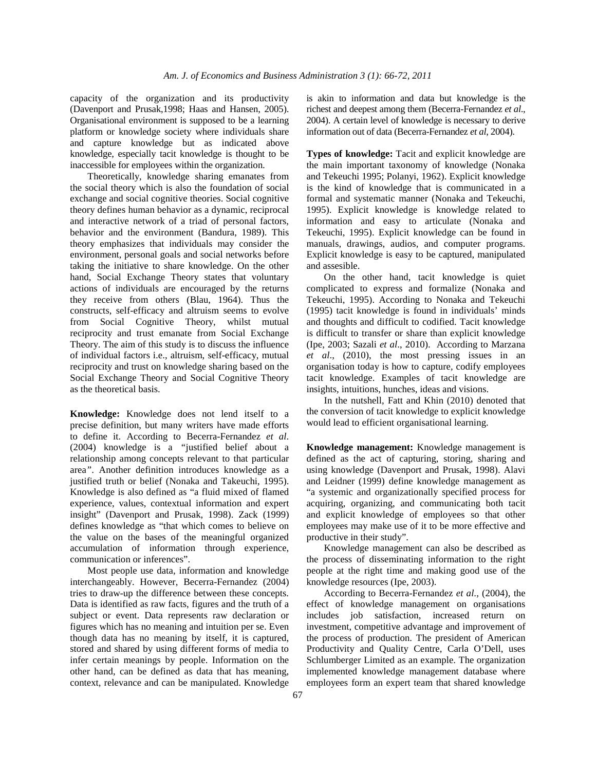capacity of the organization and its productivity (Davenport and Prusak,1998; Haas and Hansen, 2005). Organisational environment is supposed to be a learning platform or knowledge society where individuals share and capture knowledge but as indicated above knowledge, especially tacit knowledge is thought to be inaccessible for employees within the organization.

Theoretically, knowledge sharing emanates from the social theory which is also the foundation of social exchange and social cognitive theories. Social cognitive theory defines human behavior as a dynamic, reciprocal and interactive network of a triad of personal factors, behavior and the environment (Bandura, 1989). This theory emphasizes that individuals may consider the environment, personal goals and social networks before taking the initiative to share knowledge. On the other hand, Social Exchange Theory states that voluntary actions of individuals are encouraged by the returns they receive from others (Blau, 1964). Thus the constructs, self-efficacy and altruism seems to evolve from Social Cognitive Theory, whilst mutual reciprocity and trust emanate from Social Exchange Theory. The aim of this study is to discuss the influence of individual factors i.e., altruism, self-efficacy, mutual reciprocity and trust on knowledge sharing based on the Social Exchange Theory and Social Cognitive Theory as the theoretical basis.

**Knowledge:** Knowledge does not lend itself to a precise definition, but many writers have made efforts to define it. According to Becerra-Fernandez *et al*. (2004) knowledge is a "justified belief about a relationship among concepts relevant to that particular area". Another definition introduces knowledge as a justified truth or belief (Nonaka and Takeuchi, 1995). Knowledge is also defined as "a fluid mixed of flamed experience, values, contextual information and expert insight" (Davenport and Prusak, 1998). Zack (1999) defines knowledge as "that which comes to believe on the value on the bases of the meaningful organized accumulation of information through experience, communication or inferences".

Most people use data, information and knowledge interchangeably. However, Becerra-Fernandez (2004) tries to draw-up the difference between these concepts. Data is identified as raw facts, figures and the truth of a subject or event. Data represents raw declaration or figures which has no meaning and intuition per se. Even though data has no meaning by itself, it is captured, stored and shared by using different forms of media to infer certain meanings by people. Information on the other hand, can be defined as data that has meaning, context, relevance and can be manipulated. Knowledge is akin to information and data but knowledge is the richest and deepest among them (Becerra-Fernandez *et al*., 2004). A certain level of knowledge is necessary to derive information out of data (Becerra-Fernandez *et al*, 2004).

**Types of knowledge:** Tacit and explicit knowledge are the main important taxonomy of knowledge (Nonaka and Tekeuchi 1995; Polanyi, 1962). Explicit knowledge is the kind of knowledge that is communicated in a formal and systematic manner (Nonaka and Tekeuchi, 1995). Explicit knowledge is knowledge related to information and easy to articulate (Nonaka and Tekeuchi, 1995). Explicit knowledge can be found in manuals, drawings, audios, and computer programs. Explicit knowledge is easy to be captured, manipulated and assesible.

On the other hand, tacit knowledge is quiet complicated to express and formalize (Nonaka and Tekeuchi, 1995). According to Nonaka and Tekeuchi (1995) tacit knowledge is found in individuals' minds and thoughts and difficult to codified. Tacit knowledge is difficult to transfer or share than explicit knowledge (Ipe, 2003; Sazali *et al*., 2010). According to Marzana *et al*., (2010), the most pressing issues in an organisation today is how to capture, codify employees tacit knowledge. Examples of tacit knowledge are insights, intuitions, hunches, ideas and visions.

In the nutshell, Fatt and Khin (2010) denoted that the conversion of tacit knowledge to explicit knowledge would lead to efficient organisational learning.

**Knowledge management:** Knowledge management is defined as the act of capturing, storing, sharing and using knowledge (Davenport and Prusak, 1998). Alavi and Leidner (1999) define knowledge management as "a systemic and organizationally specified process for acquiring, organizing, and communicating both tacit and explicit knowledge of employees so that other employees may make use of it to be more effective and productive in their study".

Knowledge management can also be described as the process of disseminating information to the right people at the right time and making good use of the knowledge resources (Ipe, 2003).

According to Becerra-Fernandez *et al*., (2004), the effect of knowledge management on organisations includes job satisfaction, increased return on investment, competitive advantage and improvement of the process of production. The president of American Productivity and Quality Centre, Carla O'Dell, uses Schlumberger Limited as an example. The organization implemented knowledge management database where employees form an expert team that shared knowledge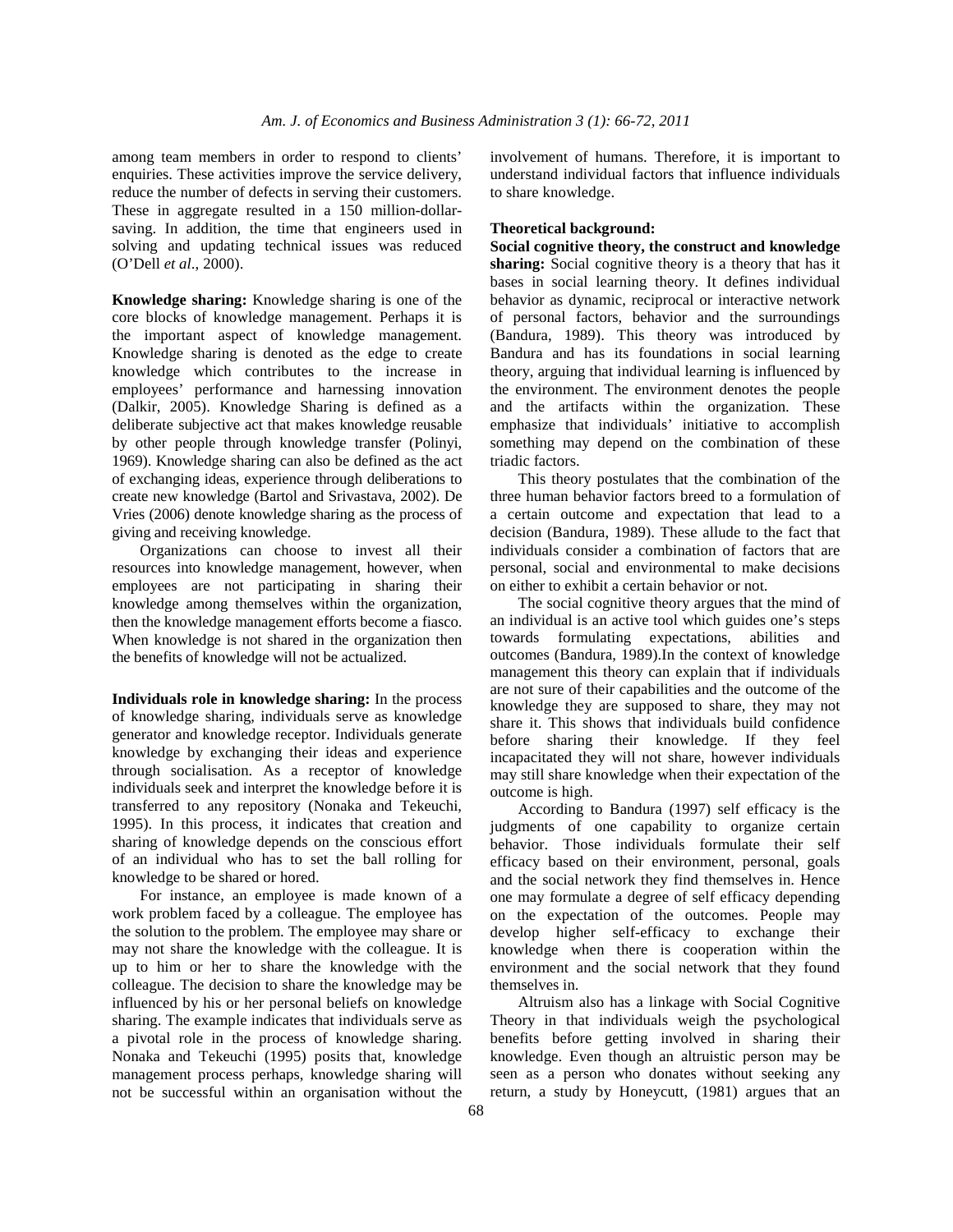among team members in order to respond to clients' enquiries. These activities improve the service delivery, reduce the number of defects in serving their customers. These in aggregate resulted in a 150 million-dollar-saving. In addition, the time that engineers used in solving and updating technical issues was reduced (O'Dell *et al*., 2000).

**Knowledge sharing:** Knowledge sharing is one of the core blocks of knowledge management. Perhaps it is the important aspect of knowledge management. Knowledge sharing is denoted as the edge to create knowledge which contributes to the increase in employees' performance and harnessing innovation (Dalkir, 2005). Knowledge Sharing is defined as a deliberate subjective act that makes knowledge reusable by other people through knowledge transfer (Polinyi, 1969). Knowledge sharing can also be defined as the act of exchanging ideas, experience through deliberations to create new knowledge (Bartol and Srivastava, 2002). De Vries (2006) denote knowledge sharing as the process of giving and receiving knowledge.

Organizations can choose to invest all their resources into knowledge management, however, when employees are not participating in sharing their knowledge among themselves within the organization, then the knowledge management efforts become a fiasco. When knowledge is not shared in the organization then the benefits of knowledge will not be actualized.

**Individuals role in knowledge sharing:** In the process of knowledge sharing, individuals serve as knowledge generator and knowledge receptor. Individuals generate knowledge by exchanging their ideas and experience through socialisation. As a receptor of knowledge individuals seek and interpret the knowledge before it is transferred to any repository (Nonaka and Tekeuchi, 1995). In this process, it indicates that creation and sharing of knowledge depends on the conscious effort of an individual who has to set the ball rolling for knowledge to be shared or hored.

For instance, an employee is made known of a work problem faced by a colleague. The employee has the solution to the problem. The employee may share or may not share the knowledge with the colleague. It is up to him or her to share the knowledge with the colleague. The decision to share the knowledge may be influenced by his or her personal beliefs on knowledge sharing. The example indicates that individuals serve as a pivotal role in the process of knowledge sharing. Nonaka and Tekeuchi (1995) posits that, knowledge management process perhaps, knowledge sharing will not be successful within an organisation without the involvement of humans. Therefore, it is important to understand individual factors that influence individuals to share knowledge.

**Theoretical background:**

**Social cognitive theory, the construct and knowledge sharing:** Social cognitive theory is a theory that has it bases in social learning theory. It defines individual behavior as dynamic, reciprocal or interactive network of personal factors, behavior and the surroundings (Bandura, 1989). This theory was introduced by Bandura and has its foundations in social learning theory, arguing that individual learning is influenced by the environment. The environment denotes the people and the artifacts within the organization. These emphasize that individuals' initiative to accomplish something may depend on the combination of these triadic factors.

This theory postulates that the combination of the three human behavior factors breed to a formulation of a certain outcome and expectation that lead to a decision (Bandura, 1989). These allude to the fact that individuals consider a combination of factors that are personal, social and environmental to make decisions on either to exhibit a certain behavior or not.

The social cognitive theory argues that the mind of an individual is an active tool which guides one's steps towards formulating expectations, abilities and outcomes (Bandura, 1989).In the context of knowledge management this theory can explain that if individuals are not sure of their capabilities and the outcome of the knowledge they are supposed to share, they may not share it. This shows that individuals build confidence before sharing their knowledge. If they feel incapacitated they will not share, however individuals may still share knowledge when their expectation of the outcome is high.

According to Bandura (1997) self efficacy is the judgments of one capability to organize certain behavior. Those individuals formulate their self efficacy based on their environment, personal, goals and the social network they find themselves in. Hence one may formulate a degree of self efficacy depending on the expectation of the outcomes. People may develop higher self-efficacy to exchange their knowledge when there is cooperation within the environment and the social network that they found themselves in.

Altruism also has a linkage with Social Cognitive Theory in that individuals weigh the psychological benefits before getting involved in sharing their knowledge. Even though an altruistic person may be seen as a person who donates without seeking any return, a study by Honeycutt, (1981) argues that an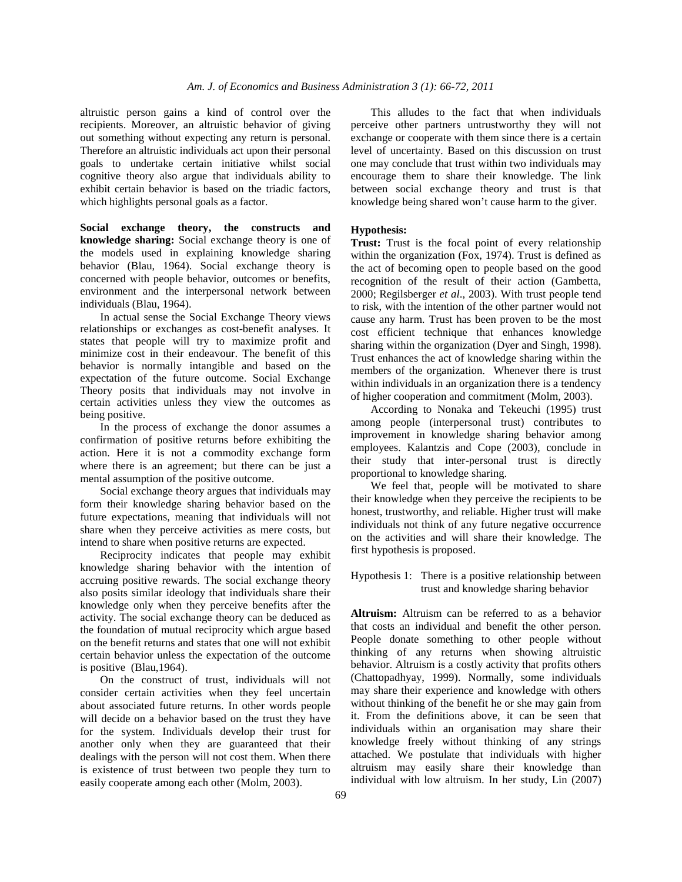altruistic person gains a kind of control over the recipients. Moreover, an altruistic behavior of giving out something without expecting any return is personal. Therefore an altruistic individuals act upon their personal goals to undertake certain initiative whilst social cognitive theory also argue that individuals ability to exhibit certain behavior is based on the triadic factors, which highlights personal goals as a factor.

**Social exchange theory, the constructs and knowledge sharing:** Social exchange theory is one of the models used in explaining knowledge sharing behavior (Blau, 1964). Social exchange theory is concerned with people behavior, outcomes or benefits, environment and the interpersonal network between individuals (Blau, 1964).

In actual sense the Social Exchange Theory views relationships or exchanges as cost-benefit analyses. It states that people will try to maximize profit and minimize cost in their endeavour. The benefit of this behavior is normally intangible and based on the expectation of the future outcome. Social Exchange Theory posits that individuals may not involve in certain activities unless they view the outcomes as being positive.

In the process of exchange the donor assumes a confirmation of positive returns before exhibiting the action. Here it is not a commodity exchange form where there is an agreement; but there can be just a mental assumption of the positive outcome.

Social exchange theory argues that individuals may form their knowledge sharing behavior based on the future expectations, meaning that individuals will not share when they perceive activities as mere costs, but intend to share when positive returns are expected.

Reciprocity indicates that people may exhibit knowledge sharing behavior with the intention of accruing positive rewards. The social exchange theory also posits similar ideology that individuals share their knowledge only when they perceive benefits after the activity. The social exchange theory can be deduced as the foundation of mutual reciprocity which argue based on the benefit returns and states that one will not exhibit certain behavior unless the expectation of the outcome is positive (Blau,1964).

On the construct of trust, individuals will not consider certain activities when they feel uncertain about associated future returns. In other words people will decide on a behavior based on the trust they have for the system. Individuals develop their trust for another only when they are guaranteed that their dealings with the person will not cost them. When there is existence of trust between two people they turn to easily cooperate among each other (Molm, 2003).

This alludes to the fact that when individuals perceive other partners untrustworthy they will not exchange or cooperate with them since there is a certain level of uncertainty. Based on this discussion on trust one may conclude that trust within two individuals may encourage them to share their knowledge. The link between social exchange theory and trust is that knowledge being shared won't cause harm to the giver.

**Hypothesis:**

**Trust:** Trust is the focal point of every relationship within the organization (Fox, 1974). Trust is defined as the act of becoming open to people based on the good recognition of the result of their action (Gambetta, 2000; Regilsberger *et al*., 2003). With trust people tend to risk, with the intention of the other partner would not cause any harm. Trust has been proven to be the most cost efficient technique that enhances knowledge sharing within the organization (Dyer and Singh, 1998). Trust enhances the act of knowledge sharing within the members of the organization. Whenever there is trust within individuals in an organization there is a tendency of higher cooperation and commitment (Molm, 2003).

According to Nonaka and Tekeuchi (1995) trust among people (interpersonal trust) contributes to improvement in knowledge sharing behavior among employees. Kalantzis and Cope (2003), conclude in their study that inter-personal trust is directly proportional to knowledge sharing.

We feel that, people will be motivated to share their knowledge when they perceive the recipients to be honest, trustworthy, and reliable. Higher trust will make individuals not think of any future negative occurrence on the activities and will share their knowledge. The first hypothesis is proposed.

Hypothesis 1: There is a positive relationship between trust and knowledge sharing behavior

**Altruism:** Altruism can be referred to as a behavior that costs an individual and benefit the other person. People donate something to other people without thinking of any returns when showing altruistic behavior. Altruism is a costly activity that profits others (Chattopadhyay, 1999). Normally, some individuals may share their experience and knowledge with others without thinking of the benefit he or she may gain from it. From the definitions above, it can be seen that individuals within an organisation may share their knowledge freely without thinking of any strings attached. We postulate that individuals with higher altruism may easily share their knowledge than individual with low altruism. In her study, Lin (2007)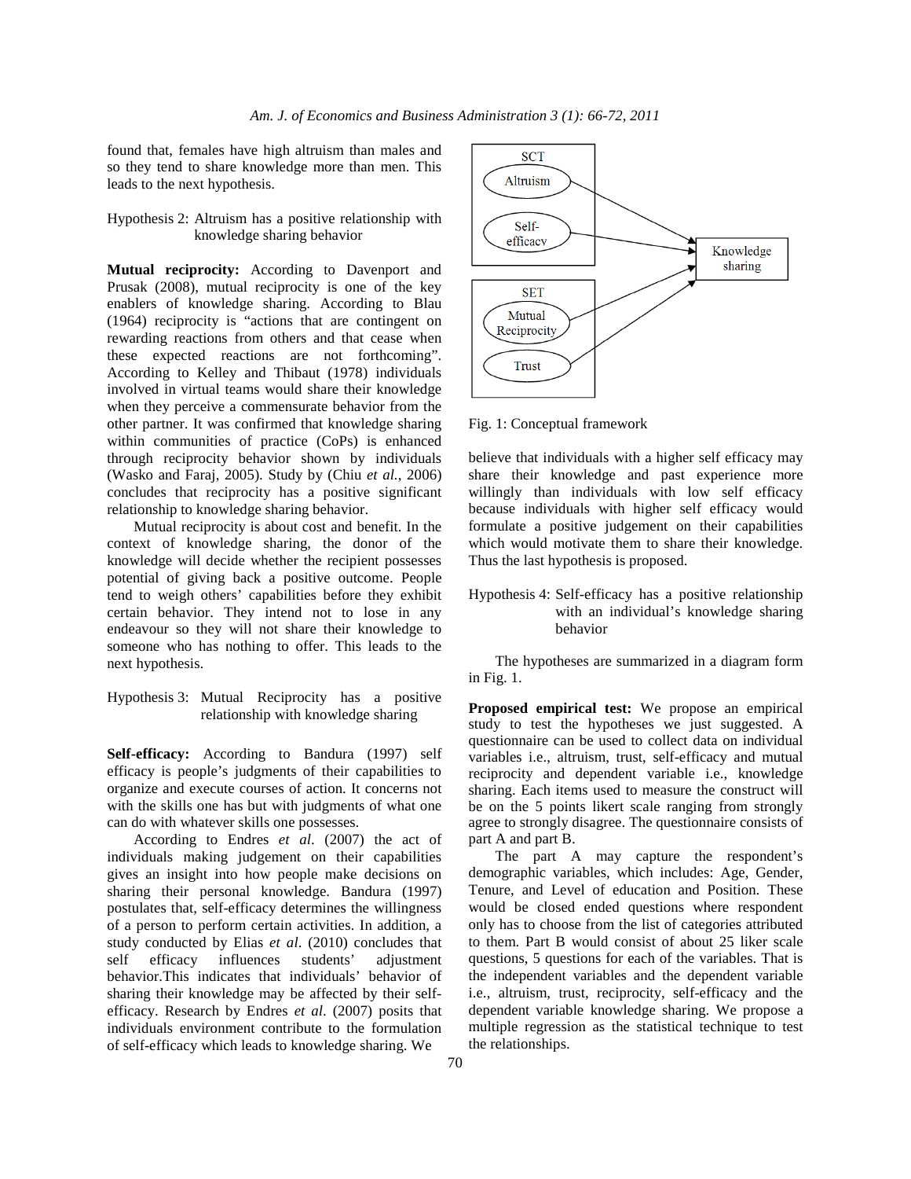found that, females have high altruism than males and so they tend to share knowledge more than men. This leads to the next hypothesis.

Hypothesis 2: Altruism has a positive relationship with knowledge sharing behavior

**Mutual reciprocity:** According to Davenport and Prusak (2008), mutual reciprocity is one of the key enablers of knowledge sharing. According to Blau (1964) reciprocity is "actions that are contingent on rewarding reactions from others and that cease when these expected reactions are not forthcoming". According to Kelley and Thibaut (1978) individuals involved in virtual teams would share their knowledge when they perceive a commensurate behavior from the other partner. It was confirmed that knowledge sharing within communities of practice (CoPs) is enhanced through reciprocity behavior shown by individuals (Wasko and Faraj, 2005). Study by (Chiu *et al.*, 2006) concludes that reciprocity has a positive significant relationship to knowledge sharing behavior.

Mutual reciprocity is about cost and benefit. In the context of knowledge sharing, the donor of the knowledge will decide whether the recipient possesses potential of giving back a positive outcome. People tend to weigh others' capabilities before they exhibit certain behavior. They intend not to lose in any endeavour so they will not share their knowledge to someone who has nothing to offer. This leads to the next hypothesis.

Hypothesis 3: Mutual Reciprocity has a positive relationship with knowledge sharing

**Self-efficacy:** According to Bandura (1997) self efficacy is people's judgments of their capabilities to organize and execute courses of action. It concerns not with the skills one has but with judgments of what one can do with whatever skills one possesses.

According to Endres *et al.* (2007) the act of individuals making judgement on their capabilities gives an insight into how people make decisions on sharing their personal knowledge. Bandura (1997) postulates that, self-efficacy determines the willingness of a person to perform certain activities. In addition, a study conducted by Elias *et al*. (2010) concludes that self efficacy influences students' adjustment behavior.This indicates that individuals' behavior of sharing their knowledge may be affected by their self-efficacy. Research by Endres *et al*. (2007) posits that individuals environment contribute to the formulation of self-efficacy which leads to knowledge sharing. We believe that individuals with a higher self efficacy may share their knowledge and past experience more willingly than individuals with low self efficacy because individuals with higher self efficacy would formulate a positive judgement on their capabilities which would motivate them to share their knowledge. Thus the last hypothesis is proposed.

Hypothesis 4: Self-efficacy has a positive relationship with an individual's knowledge sharing behavior

The hypotheses are summarized in a diagram form in Fig. 1.

Fig. 1: Conceptual framework

**Proposed empirical test:** We propose an empirical study to test the hypotheses we just suggested. A questionnaire can be used to collect data on individual variables i.e., altruism, trust, self-efficacy and mutual reciprocity and dependent variable i.e., knowledge sharing. Each items used to measure the construct will be on the 5 points likert scale ranging from strongly agree to strongly disagree. The questionnaire consists of part A and part B.

The part A may capture the respondent's demographic variables, which includes: Age, Gender, Tenure, and Level of education and Position. These would be closed ended questions where respondent only has to choose from the list of categories attributed to them. Part B would consist of about 25 liker scale questions, 5 questions for each of the variables. That is the independent variables and the dependent variable i.e., altruism, trust, reciprocity, self-efficacy and the dependent variable knowledge sharing. We propose a multiple regression as the statistical technique to test the relationships.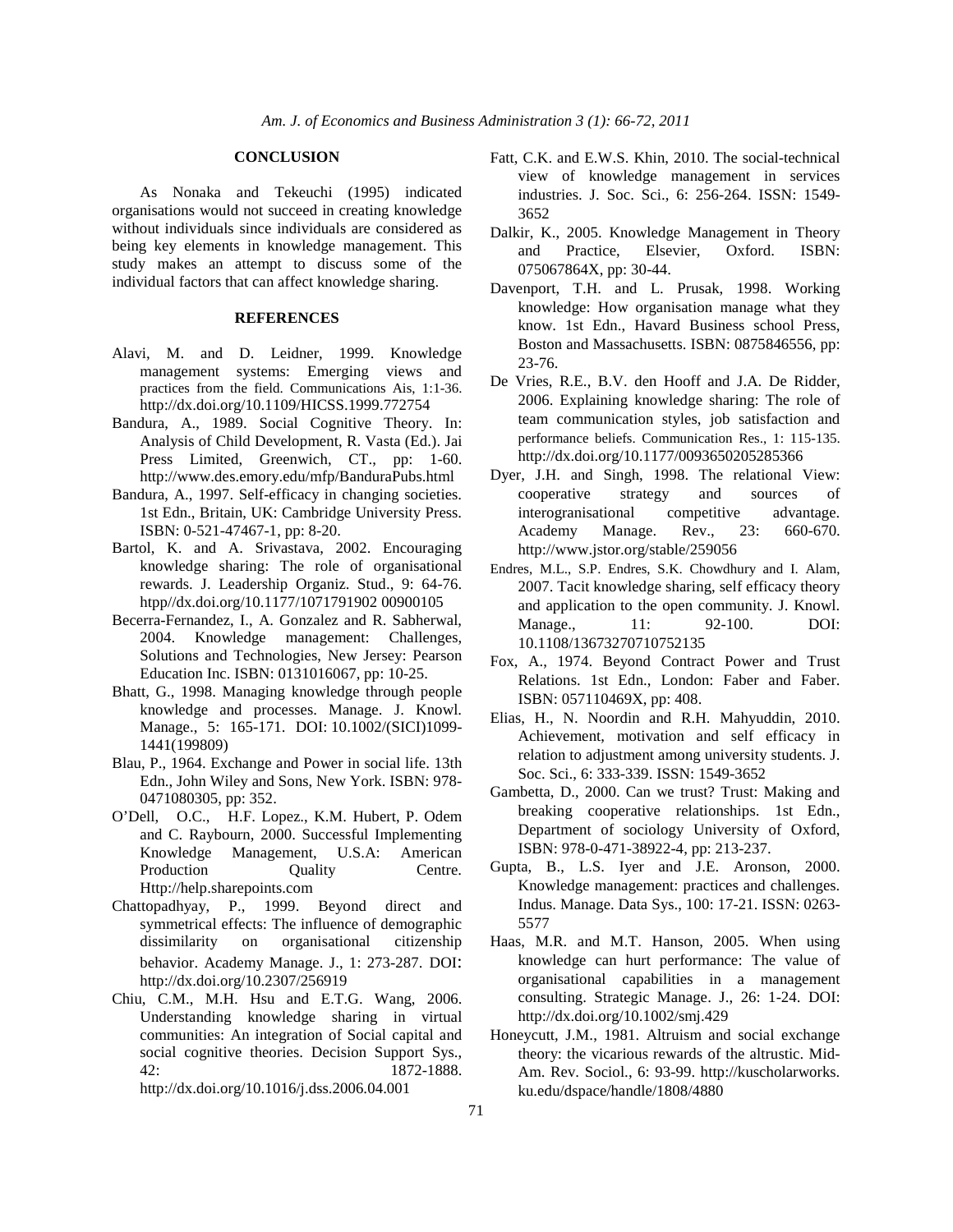## CONCLUSION

As Nonaka and Tekeuchi (1995) indicated organisations would not succeed in creating knowledge without individuals since individuals are considered as being key elements in knowledge management. This study makes an attempt to discuss some of the individual factors that can affect knowledge sharing.

## REFERENCES

Alavi, M. and D. Leidner, 1999. Knowledge management systems: Emerging views and practices from the field. Communications Ais, 1:1-36. http://dx.doi.org/10.1109/HICSS.1999.772754

Bandura, A., 1989. Social Cognitive Theory. In: Analysis of Child Development, R. Vasta (Ed.). Jai Press Limited, Greenwich, CT., pp: 1-60. http://www.des.emory.edu/mfp/BanduraPubs.html

Bandura, A., 1997. Self-efficacy in changing societies. 1st Edn., Britain, UK: Cambridge University Press. ISBN: 0-521-47467-1, pp: 8-20.

Bartol, K. and A. Srivastava, 2002. Encouraging knowledge sharing: The role of organisational rewards. J. Leadership Organiz. Stud., 9: 64-76. htpp//dx.doi.org/10.1177/1071791902 00900105

Becerra-Fernandez, I., A. Gonzalez and R. Sabherwal, 2004. Knowledge management: Challenges, Solutions and Technologies, New Jersey: Pearson Education Inc. ISBN: 0131016067, pp: 10-25.

Bhatt, G., 1998. Managing knowledge through people knowledge and processes. Manage. J. Knowl. Manage., 5: 165-171. DOI: 10.1002/(SICI)1099-1441(199809)

Blau, P., 1964. Exchange and Power in social life. 13th Edn., John Wiley and Sons, New York. ISBN: 978-0471080305, pp: 352.

O'Dell, O.C., H.F. Lopez., K.M. Hubert, P. Odem and C. Raybourn, 2000. Successful Implementing Knowledge Management, U.S.A: American Production Quality Centre. Http://help.sharepoints.com

Chattopadhyay, P., 1999. Beyond direct and symmetrical effects: The influence of demographic dissimilarity on organisational citizenship behavior. Academy Manage. J., 1: 273-287. DOI: http://dx.doi.org/10.2307/256919

Chiu, C.M., M.H. Hsu and E.T.G. Wang, 2006. Understanding knowledge sharing in virtual communities: An integration of Social capital and social cognitive theories. Decision Support Sys., 42: 1872-1888. http://dx.doi.org/10.1016/j.dss.2006.04.001

Fatt, C.K. and E.W.S. Khin, 2010. The social-technical view of knowledge management in services industries. J. Soc. Sci., 6: 256-264. ISSN: 1549-3652

Dalkir, K., 2005. Knowledge Management in Theory and Practice, Elsevier, Oxford. ISBN: 075067864X, pp: 30-44.

Davenport, T.H. and L. Prusak, 1998. Working knowledge: How organisation manage what they know. 1st Edn., Havard Business school Press, Boston and Massachusetts. ISBN: 0875846556, pp: 23-76.

De Vries, R.E., B.V. den Hooff and J.A. De Ridder, 2006. Explaining knowledge sharing: The role of team communication styles, job satisfaction and performance beliefs. Communication Res., 1: 115-135. http://dx.doi.org/10.1177/0093650205285366

Dyer, J.H. and Singh, 1998. The relational View: cooperative strategy and sources of interorganisational competitive advantage. Academy Manage. Rev., 23: 660-670. http://www.jstor.org/stable/259056

Endres, M.L., S.P. Endres, S.K. Chowdhury and I. Alam, 2007. Tacit knowledge sharing, self efficacy theory and application to the open community. J. Knowl. Manage., 11: 92-100. DOI: 10.1108/13673270710752135

Fox, A., 1974. Beyond Contract Power and Trust Relations. 1st Edn., London: Faber and Faber. ISBN: 057110469X, pp: 408.

Elias, H., N. Noordin and R.H. Mahyuddin, 2010. Achievement, motivation and self efficacy in relation to adjustment among university students. J. Soc. Sci., 6: 333-339. ISSN: 1549-3652

Gambetta, D., 2000. Can we trust? Trust: Making and breaking cooperative relationships. 1st Edn., Department of sociology University of Oxford, ISBN: 978-0-471-38922-4, pp: 213-237.

Gupta, B., L.S. Iyer and J.E. Aronson, 2000. Knowledge management: practices and challenges. Indus. Manage. Data Sys., 100: 17-21. ISSN: 0263-5577

Haas, M.R. and M.T. Hanson, 2005. When using knowledge can hurt performance: The value of organisational capabilities in a management consulting. Strategic Manage. J., 26: 1-24. DOI: http://dx.doi.org/10.1002/smj.429

Honeycutt, J.M., 1981. Altruism and social exchange theory: the vicarious rewards of the altrustic. Mid-Am. Rev. Sociol., 6: 93-99. http://kuscholarworks.ku.edu/dspace/handle/1808/4880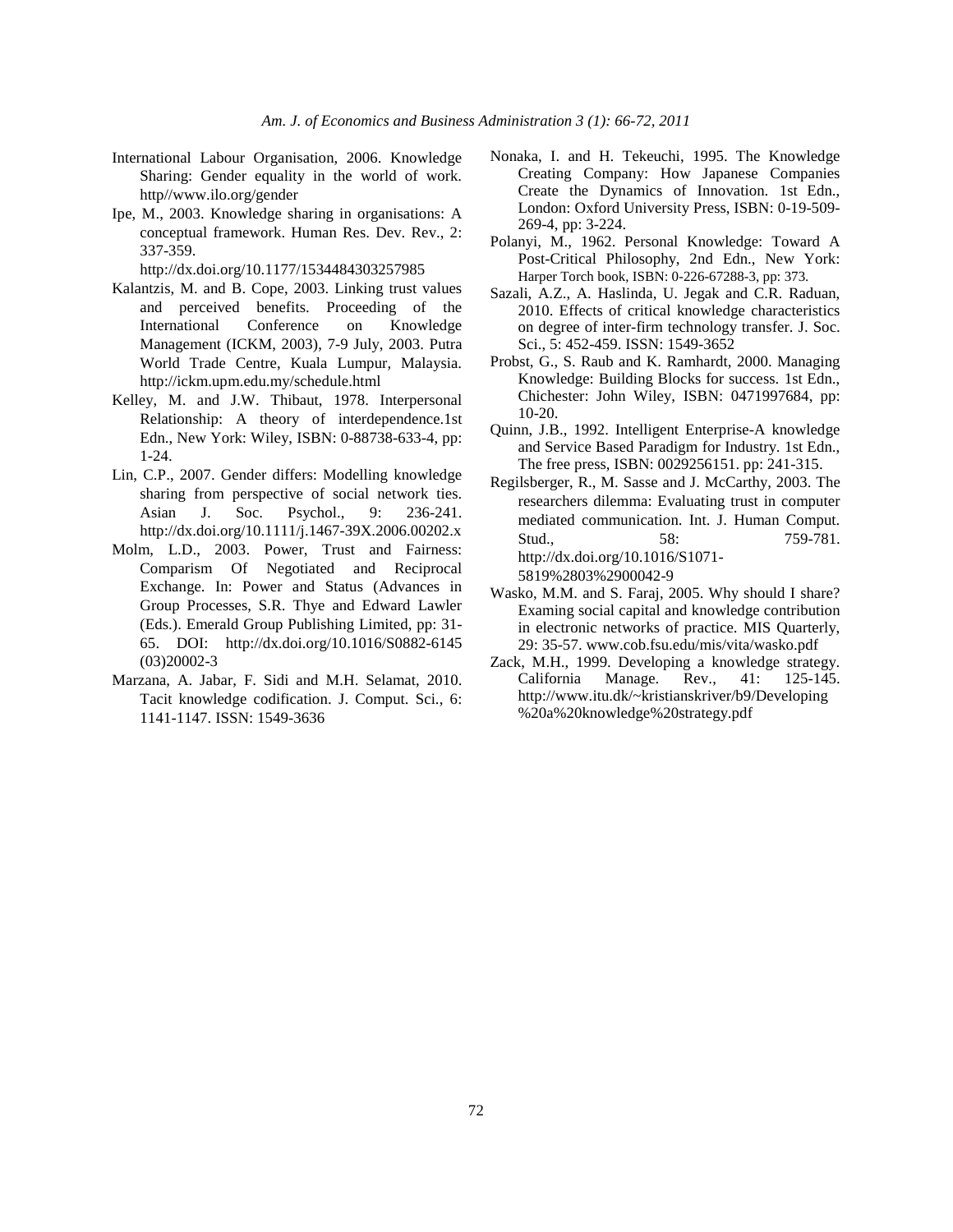International Labour Organisation, 2006. Knowledge Sharing: Gender equality in the world of work. http//www.ilo.org/gender

Ipe, M., 2003. Knowledge sharing in organisations: A conceptual framework. Human Res. Dev. Rev., 2: 337-359. http://dx.doi.org/10.1177/1534484303257985

Kalantzis, M. and B. Cope, 2003. Linking trust values and perceived benefits. Proceeding of the International Conference on Knowledge Management (ICKM, 2003), 7-9 July, 2003. Putra World Trade Centre, Kuala Lumpur, Malaysia. http://ickm.upm.edu.my/schedule.html

Kelley, M. and J.W. Thibaut, 1978. Interpersonal Relationship: A theory of interdependence.1st Edn., New York: Wiley, ISBN: 0-88738-633-4, pp: 1-24.

Lin, C.P., 2007. Gender differs: Modelling knowledge sharing from perspective of social network ties. Asian J. Soc. Psychol., 9: 236-241. http://dx.doi.org/10.1111/j.1467-39X.2006.00202.x

Molm, L.D., 2003. Power, Trust and Fairness: Comparism Of Negotiated and Reciprocal Exchange. In: Power and Status (Advances in Group Processes, S.R. Thye and Edward Lawler (Eds.). Emerald Group Publishing Limited, pp: 31-65. DOI: http://dx.doi.org/10.1016/S0882-6145 (03)20002-3

Marzana, A. Jabar, F. Sidi and M.H. Selamat, 2010. Tacit knowledge codification. J. Comput. Sci., 6: 1141-1147. ISSN: 1549-3636

Nonaka, I. and H. Tekeuchi, 1995. The Knowledge Creating Company: How Japanese Companies Create the Dynamics of Innovation. 1st Edn., London: Oxford University Press, ISBN: 0-19-509-269-4, pp: 3-224.

Polanyi, M., 1962. Personal Knowledge: Toward A Post-Critical Philosophy, 2nd Edn., New York: Harper Torch book, ISBN: 0-226-67288-3, pp: 373.

Sazali, A.Z., A. Haslinda, U. Jegak and C.R. Raduan, 2010. Effects of critical knowledge characteristics on degree of inter-firm technology transfer. J. Soc. Sci., 5: 452-459. ISSN: 1549-3652

Probst, G., S. Raub and K. Ramhardt, 2000. Managing Knowledge: Building Blocks for success. 1st Edn., Chichester: John Wiley, ISBN: 0471997684, pp: 10-20.

Quinn, J.B., 1992. Intelligent Enterprise-A knowledge and Service Based Paradigm for Industry. 1st Edn., The free press, ISBN: 0029256151. pp: 241-315.

Regilsberger, R., M. Sasse and J. McCarthy, 2003. The researchers dilemma: Evaluating trust in computer mediated communication. Int. J. Human Comput. Stud., 58: 759-781. http://dx.doi.org/10.1016/S1071-5819%2803%2900042-9

Wasko, M.M. and S. Faraj, 2005. Why should I share? Examing social capital and knowledge contribution in electronic networks of practice. MIS Quarterly, 29: 35-57. www.cob.fsu.edu/mis/vita/wasko.pdf

Zack, M.H., 1999. Developing a knowledge strategy. California Manage. Rev., 41: 125-145. http://www.itu.dk/~kristianskriver/b9/Developing%20a%20knowledge%20strategy.pdf